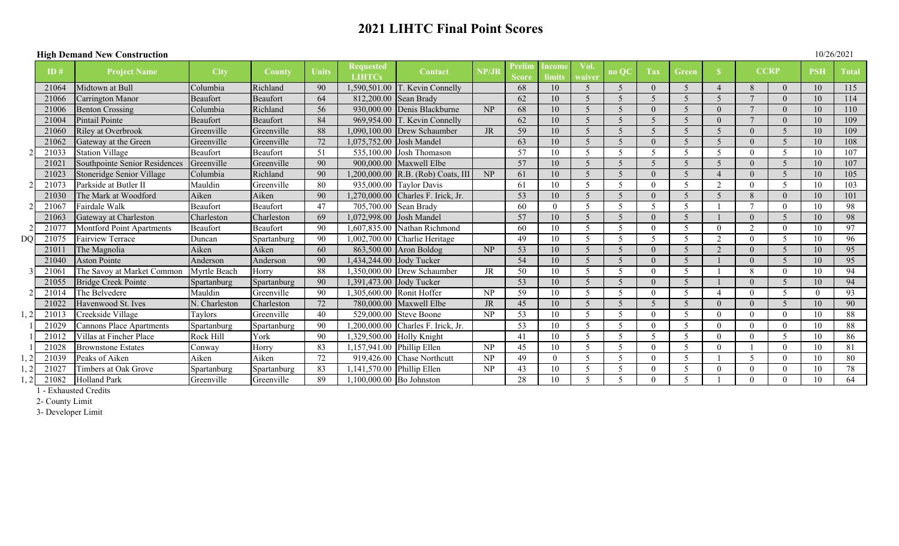# 2021 LIHTC Final Point Scores

**High Demand New Construction**

10/26/2021

| | ID # | Project Name | City | County | Units | Requested LIHTCs | Contact | NP/JR | Prelim Score | Income limits | Vol. waiver | no QC | Tax | Green | $ | CCRP | | PSH | Total |
|---|---|---|---|---|---|---|---|---|---|---|---|---|---|---|---|---|---|---|---|
| | 21064 | Midtown at Bull | Columbia | Richland | 90 | 1,590,501.00 | T. Kevin Connelly | | 68 | 10 | 5 | 5 | 0 | 5 | 4 | 8 | 0 | 10 | 115 |
| | 21066 | Carrington Manor | Beaufort | Beaufort | 64 | 812,200.00 | Sean Brady | | 62 | 10 | 5 | 5 | 5 | 5 | 5 | 7 | 0 | 10 | 114 |
| | 21006 | Benton Crossing | Columbia | Richland | 56 | 930,000.00 | Denis Blackburne | NP | 68 | 10 | 5 | 5 | 0 | 5 | 0 | 7 | 0 | 10 | 110 |
| | 21004 | Pintail Pointe | Beaufort | Beaufort | 84 | 969,954.00 | T. Kevin Connelly | | 62 | 10 | 5 | 5 | 5 | 5 | 0 | 7 | 0 | 10 | 109 |
| | 21060 | Riley at Overbrook | Greenville | Greenville | 88 | 1,090,100.00 | Drew Schaumber | JR | 59 | 10 | 5 | 5 | 5 | 5 | 5 | 0 | 5 | 10 | 109 |
| | 21062 | Gateway at the Green | Greenville | Greenville | 72 | 1,075,752.00 | Josh Mandel | | 63 | 10 | 5 | 5 | 0 | 5 | 5 | 0 | 5 | 10 | 108 |
| 2 | 21033 | Station Village | Beaufort | Beaufort | 51 | 535,100.00 | Josh Thomason | | 57 | 10 | 5 | 5 | 5 | 5 | 5 | 0 | 5 | 10 | 107 |
| | 21021 | Southpointe Senior Residences | Greenville | Greenville | 90 | 900,000.00 | Maxwell Elbe | | 57 | 10 | 5 | 5 | 5 | 5 | 5 | 0 | 5 | 10 | 107 |
| | 21023 | Stoneridge Senior Village | Columbia | Richland | 90 | 1,200,000.00 | R.B. (Rob) Coats, III | NP | 61 | 10 | 5 | 5 | 0 | 5 | 4 | 0 | 5 | 10 | 105 |
| 2 | 21073 | Parkside at Butler II | Mauldin | Greenville | 80 | 935,000.00 | Taylor Davis | | 61 | 10 | 5 | 5 | 0 | 5 | 2 | 0 | 5 | 10 | 103 |
| | 21030 | The Mark at Woodford | Aiken | Aiken | 90 | 1,270,000.00 | Charles F. Irick, Jr. | | 53 | 10 | 5 | 5 | 0 | 5 | 5 | 8 | 0 | 10 | 101 |
| 2 | 21067 | Fairdale Walk | Beaufort | Beaufort | 47 | 705,700.00 | Sean Brady | | 60 | 0 | 5 | 5 | 5 | 5 | 1 | 7 | 0 | 10 | 98 |
| | 21063 | Gateway at Charleston | Charleston | Charleston | 69 | 1,072,998.00 | Josh Mandel | | 57 | 10 | 5 | 5 | 0 | 5 | 1 | 0 | 5 | 10 | 98 |
| 2 | 21077 | Montford Point Apartments | Beaufort | Beaufort | 90 | 1,607,835.00 | Nathan Richmond | | 60 | 10 | 5 | 5 | 0 | 5 | 0 | 2 | 0 | 10 | 97 |
| DQ | 21075 | Fairview Terrace | Duncan | Spartanburg | 90 | 1,002,700.00 | Charlie Heritage | | 49 | 10 | 5 | 5 | 5 | 5 | 2 | 0 | 5 | 10 | 96 |
| | 21011 | The Magnolia | Aiken | Aiken | 60 | 863,500.00 | Aron Boldog | NP | 53 | 10 | 5 | 5 | 0 | 5 | 2 | 0 | 5 | 10 | 95 |
| | 21040 | Aston Pointe | Anderson | Anderson | 90 | 1,434,244.00 | Jody Tucker | | 54 | 10 | 5 | 5 | 0 | 5 | 1 | 0 | 5 | 10 | 95 |
| 3 | 21061 | The Savoy at Market Common | Myrtle Beach | Horry | 88 | 1,350,000.00 | Drew Schaumber | JR | 50 | 10 | 5 | 5 | 0 | 5 | 1 | 8 | 0 | 10 | 94 |
| | 21055 | Bridge Creek Pointe | Spartanburg | Spartanburg | 90 | 1,391,473.00 | Jody Tucker | | 53 | 10 | 5 | 5 | 0 | 5 | 1 | 0 | 5 | 10 | 94 |
| 2 | 21014 | The Belvedere | Mauldin | Greenville | 90 | 1,305,600.00 | Ronit Hoffer | NP | 59 | 10 | 5 | 5 | 0 | 5 | 4 | 0 | 5 | 0 | 93 |
| | 21022 | Havenwood St. Ives | N. Charleston | Charleston | 72 | 780,000.00 | Maxwell Elbe | JR | 45 | 10 | 5 | 5 | 5 | 5 | 0 | 0 | 5 | 10 | 90 |
| 1, 2 | 21013 | Creekside Village | Taylors | Greenville | 40 | 529,000.00 | Steve Boone | NP | 53 | 10 | 5 | 5 | 0 | 5 | 0 | 0 | 0 | 10 | 88 |
| 1 | 21029 | Cannons Place Apartments | Spartanburg | Spartanburg | 90 | 1,200,000.00 | Charles F. Irick, Jr. | | 53 | 10 | 5 | 5 | 0 | 5 | 0 | 0 | 0 | 10 | 88 |
| 1 | 21012 | Villas at Fincher Place | Rock Hill | York | 90 | 1,329,500.00 | Holly Knight | | 41 | 10 | 5 | 5 | 5 | 5 | 0 | 0 | 5 | 10 | 86 |
| 1 | 21028 | Brownstone Estates | Conway | Horry | 83 | 1,157,941.00 | Phillip Ellen | NP | 45 | 10 | 5 | 5 | 0 | 5 | 0 | 1 | 0 | 10 | 81 |
| 1, 2 | 21039 | Peaks of Aiken | Aiken | Aiken | 72 | 919,426.00 | Chase Northcutt | NP | 49 | 0 | 5 | 5 | 0 | 5 | 1 | 5 | 0 | 10 | 80 |
| 1, 2 | 21027 | Timbers at Oak Grove | Spartanburg | Spartanburg | 83 | 1,141,570.00 | Phillip Ellen | NP | 43 | 10 | 5 | 5 | 0 | 5 | 0 | 0 | 0 | 10 | 78 |
| 1, 2 | 21082 | Holland Park | Greenville | Greenville | 89 | 1,100,000.00 | Bo Johnston | | 28 | 10 | 5 | 5 | 0 | 5 | 1 | 0 | 0 | 10 | 64 |

1 - Exhausted Credits

2- County Limit

3- Developer Limit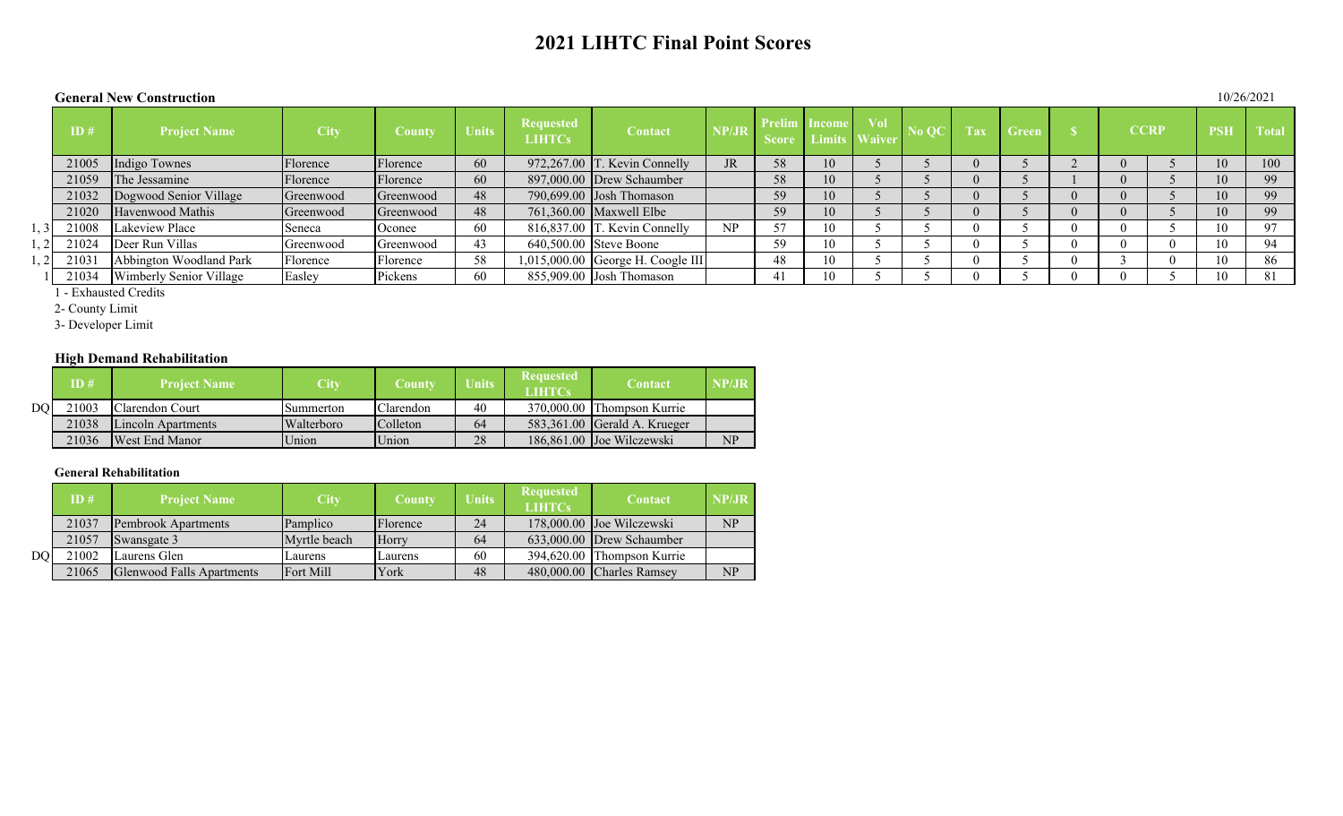# 2021 LIHTC Final Point Scores

### General New Construction

10/26/2021

| | ID # | Project Name | City | County | Units | Requested LIHTCs | Contact | NP/JR | Prelim Score | Income Limits | Vol Waiver | No QC | Tax | Green | $ | CCRP | | PSH | Total |
|---|---|---|---|---|---|---|---|---|---|---|---|---|---|---|---|---|---|---|---|
| | 21005 | Indigo Townes | Florence | Florence | 60 | 972,267.00 | T. Kevin Connelly | JR | 58 | 10 | 5 | 5 | 0 | 5 | 2 | 0 | 5 | 10 | 100 |
| | 21059 | The Jessamine | Florence | Florence | 60 | 897,000.00 | Drew Schaumber | | 58 | 10 | 5 | 5 | 0 | 5 | 1 | 0 | 5 | 10 | 99 |
| | 21032 | Dogwood Senior Village | Greenwood | Greenwood | 48 | 790,699.00 | Josh Thomason | | 59 | 10 | 5 | 5 | 0 | 5 | 0 | 0 | 5 | 10 | 99 |
| | 21020 | Havenwood Mathis | Greenwood | Greenwood | 48 | 761,360.00 | Maxwell Elbe | | 59 | 10 | 5 | 5 | 0 | 5 | 0 | 0 | 5 | 10 | 99 |
| 1, 3 | 21008 | Lakeview Place | Seneca | Oconee | 60 | 816,837.00 | T. Kevin Connelly | NP | 57 | 10 | 5 | 5 | 0 | 5 | 0 | 0 | 5 | 10 | 97 |
| 1, 2 | 21024 | Deer Run Villas | Greenwood | Greenwood | 43 | 640,500.00 | Steve Boone | | 59 | 10 | 5 | 5 | 0 | 5 | 0 | 0 | 0 | 10 | 94 |
| 1, 2 | 21031 | Abbington Woodland Park | Florence | Florence | 58 | 1,015,000.00 | George H. Coogle III | | 48 | 10 | 5 | 5 | 0 | 5 | 0 | 3 | 0 | 10 | 86 |
| 1 | 21034 | Wimberly Senior Village | Easley | Pickens | 60 | 855,909.00 | Josh Thomason | | 41 | 10 | 5 | 5 | 0 | 5 | 0 | 0 | 5 | 10 | 81 |

1 - Exhausted Credits

2- County Limit

3- Developer Limit

### High Demand Rehabilitation

| | ID # | Project Name | City | County | Units | Requested LIHTCs | Contact | NP/JR |
|---|---|---|---|---|---|---|---|---|
| DQ | 21003 | Clarendon Court | Summerton | Clarendon | 40 | 370,000.00 | Thompson Kurrie | |
| | 21038 | Lincoln Apartments | Walterboro | Colleton | 64 | 583,361.00 | Gerald A. Krueger | |
| | 21036 | West End Manor | Union | Union | 28 | 186,861.00 | Joe Wilczewski | NP |

### General Rehabilitation

| | ID # | Project Name | City | County | Units | Requested LIHTCs | Contact | NP/JR |
|---|---|---|---|---|---|---|---|---|
| | 21037 | Pembrook Apartments | Pamplico | Florence | 24 | 178,000.00 | Joe Wilczewski | NP |
| | 21057 | Swansgate 3 | Myrtle beach | Horry | 64 | 633,000.00 | Drew Schaumber | |
| DQ | 21002 | Laurens Glen | Laurens | Laurens | 60 | 394,620.00 | Thompson Kurrie | |
| | 21065 | Glenwood Falls Apartments | Fort Mill | York | 48 | 480,000.00 | Charles Ramsey | NP |